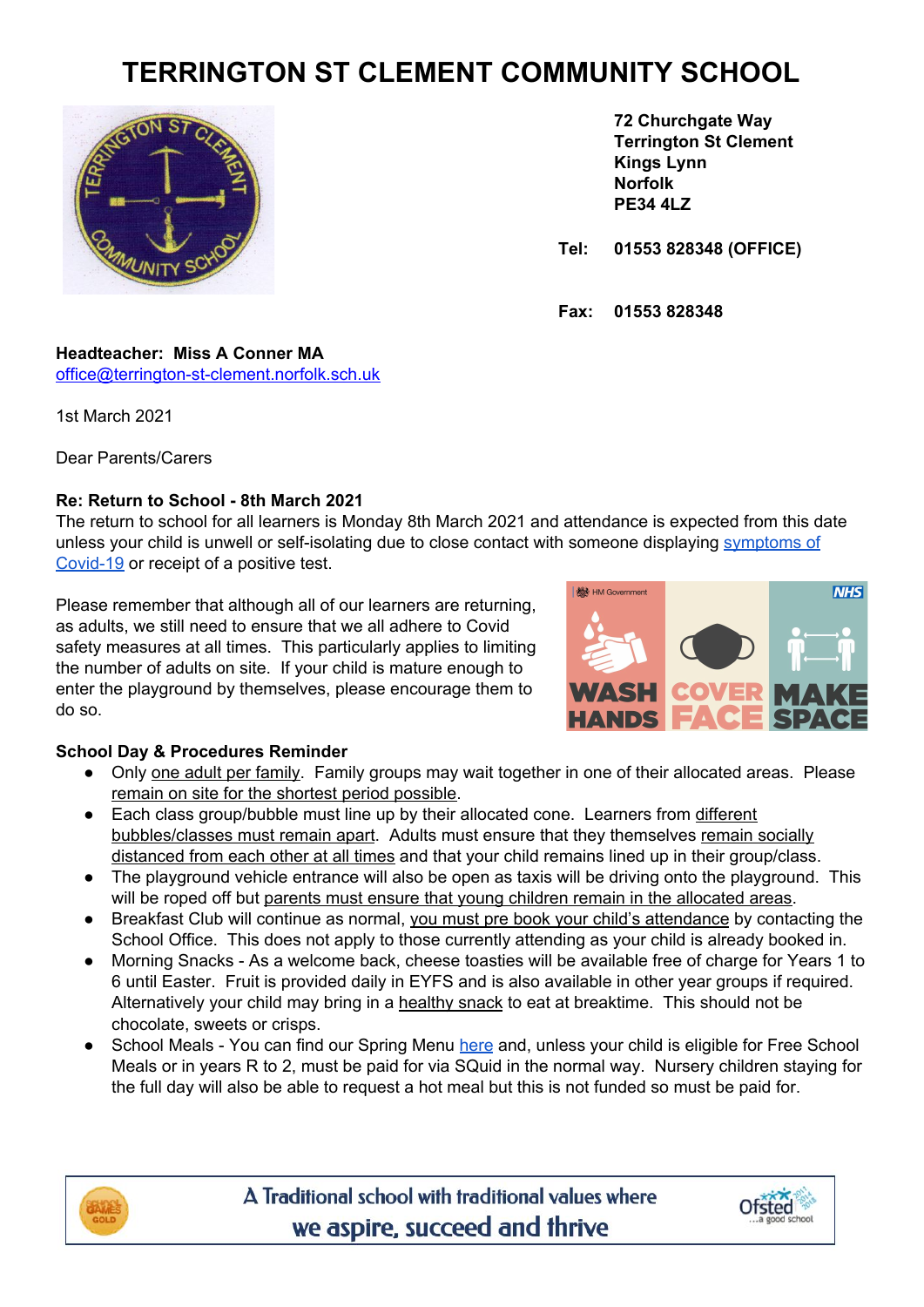# TERRINGTON ST CLEMENT COMMUNITY SCHOOL

**72 Churchgate Way**
**Terrington St Clement**
**Kings Lynn**
**Norfolk**
**PE34 4LZ**

**Tel: 01553 828348 (OFFICE)**

**Fax: 01553 828348**

**Headteacher: Miss A Conner MA**
office@terrington-st-clement.norfolk.sch.uk

1st March 2021

Dear Parents/Carers

**Re: Return to School - 8th March 2021**

The return to school for all learners is Monday 8th March 2021 and attendance is expected from this date unless your child is unwell or self-isolating due to close contact with someone displaying symptoms of Covid-19 or receipt of a positive test.

Please remember that although all of our learners are returning, as adults, we still need to ensure that we all adhere to Covid safety measures at all times. This particularly applies to limiting the number of adults on site. If your child is mature enough to enter the playground by themselves, please encourage them to do so.

HM Government — WASH HANDS — COVER FACE — MAKE SPACE — NHS

**School Day & Procedures Reminder**

- Only one adult per family. Family groups may wait together in one of their allocated areas. Please remain on site for the shortest period possible.
- Each class group/bubble must line up by their allocated cone. Learners from different bubbles/classes must remain apart. Adults must ensure that they themselves remain socially distanced from each other at all times and that your child remains lined up in their group/class.
- The playground vehicle entrance will also be open as taxis will be driving onto the playground. This will be roped off but parents must ensure that young children remain in the allocated areas.
- Breakfast Club will continue as normal, you must pre book your child's attendance by contacting the School Office. This does not apply to those currently attending as your child is already booked in.
- Morning Snacks - As a welcome back, cheese toasties will be available free of charge for Years 1 to 6 until Easter. Fruit is provided daily in EYFS and is also available in other year groups if required. Alternatively your child may bring in a healthy snack to eat at breaktime. This should not be chocolate, sweets or crisps.
- School Meals - You can find our Spring Menu here and, unless your child is eligible for Free School Meals or in years R to 2, must be paid for via SQuid in the normal way. Nursery children staying for the full day will also be able to request a hot meal but this is not funded so must be paid for.

A Traditional school with traditional values where we aspire, succeed and thrive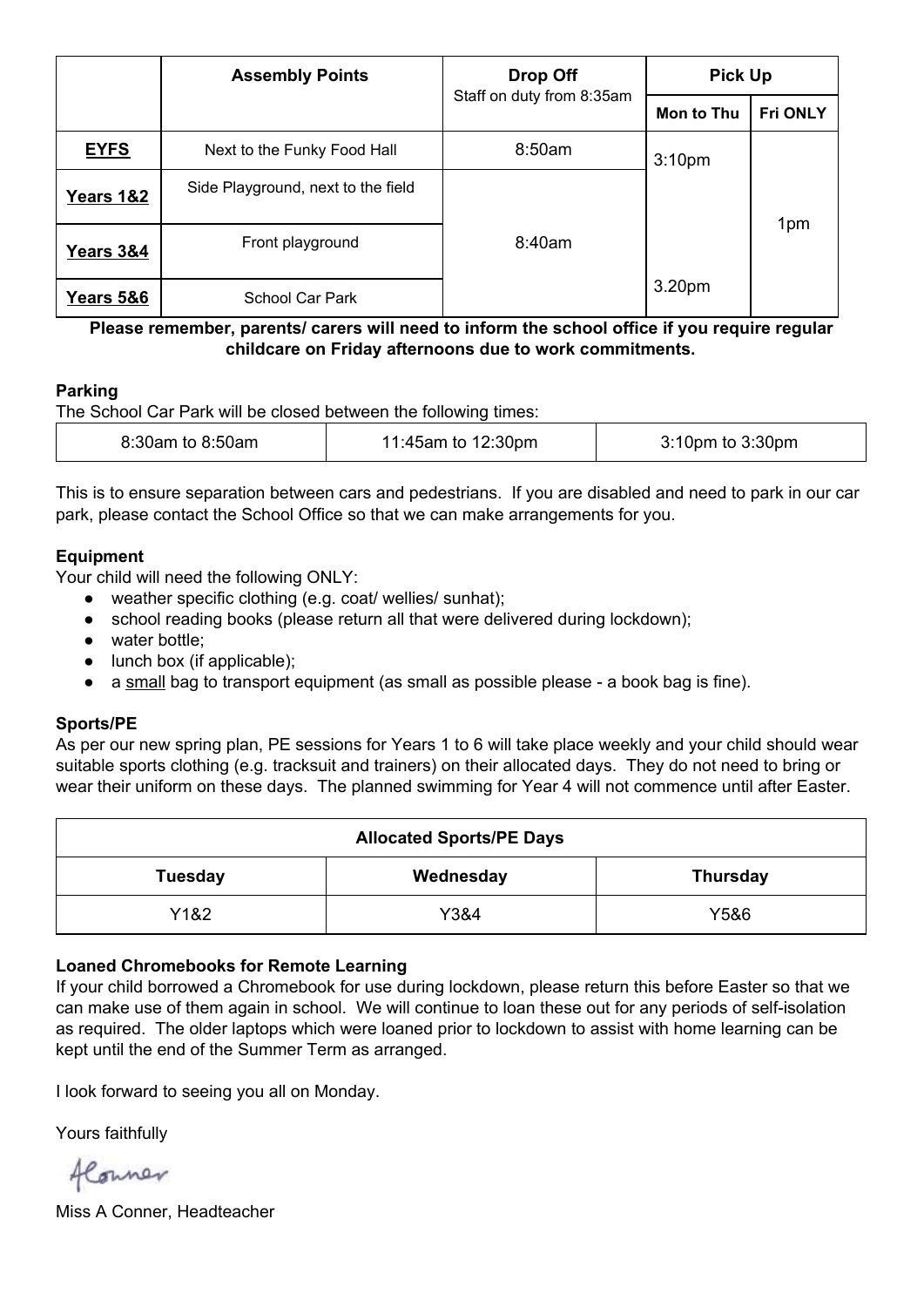| | Assembly Points | Drop Off<br>Staff on duty from 8:35am | Pick Up | |
|---|---|---|---|---|
| | | | **Mon to Thu** | **Fri ONLY** |
| **EYFS** | Next to the Funky Food Hall | 8:50am | 3:10pm | 1pm |
| **Years 1&2** | Side Playground, next to the field | 8:40am | | |
| **Years 3&4** | Front playground | | | |
| **Years 5&6** | School Car Park | | 3.20pm | |

**Please remember, parents/ carers will need to inform the school office if you require regular childcare on Friday afternoons due to work commitments.**

**Parking**

The School Car Park will be closed between the following times:

| | | |
|---|---|---|
| 8:30am to 8:50am | 11:45am to 12:30pm | 3:10pm to 3:30pm |

This is to ensure separation between cars and pedestrians. If you are disabled and need to park in our car park, please contact the School Office so that we can make arrangements for you.

**Equipment**

Your child will need the following ONLY:

- weather specific clothing (e.g. coat/ wellies/ sunhat);
- school reading books (please return all that were delivered during lockdown);
- water bottle;
- lunch box (if applicable);
- a small bag to transport equipment (as small as possible please - a book bag is fine).

**Sports/PE**

As per our new spring plan, PE sessions for Years 1 to 6 will take place weekly and your child should wear suitable sports clothing (e.g. tracksuit and trainers) on their allocated days. They do not need to bring or wear their uniform on these days. The planned swimming for Year 4 will not commence until after Easter.

| Allocated Sports/PE Days | | |
|---|---|---|
| **Tuesday** | **Wednesday** | **Thursday** |
| Y1&2 | Y3&4 | Y5&6 |

**Loaned Chromebooks for Remote Learning**

If your child borrowed a Chromebook for use during lockdown, please return this before Easter so that we can make use of them again in school. We will continue to loan these out for any periods of self-isolation as required. The older laptops which were loaned prior to lockdown to assist with home learning can be kept until the end of the Summer Term as arranged.

I look forward to seeing you all on Monday.

Yours faithfully

AConner

Miss A Conner, Headteacher